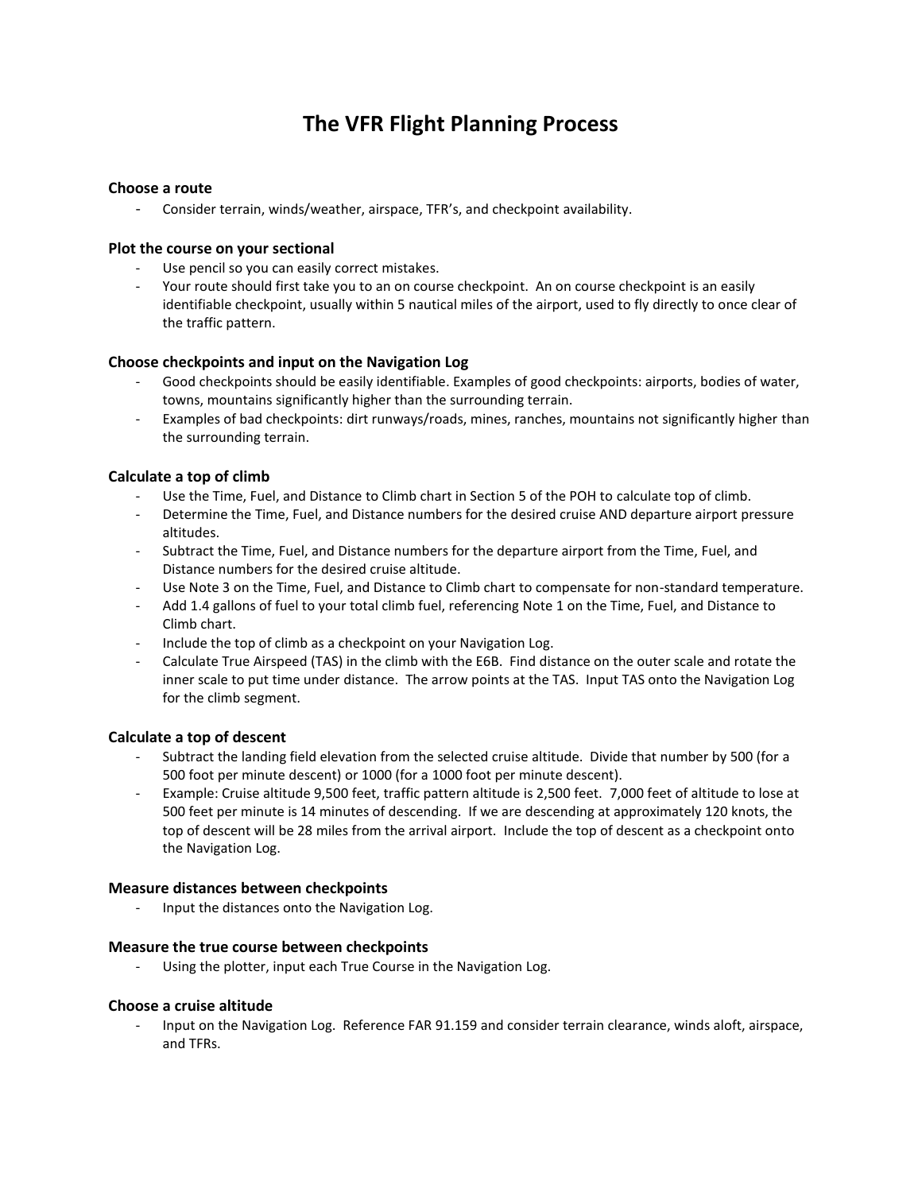# The VFR Flight Planning Process

### Choose a route

- Consider terrain, winds/weather, airspace, TFR's, and checkpoint availability.

### Plot the course on your sectional

- Use pencil so you can easily correct mistakes.
- Your route should first take you to an on course checkpoint. An on course checkpoint is an easily identifiable checkpoint, usually within 5 nautical miles of the airport, used to fly directly to once clear of the traffic pattern.

### Choose checkpoints and input on the Navigation Log

- Good checkpoints should be easily identifiable. Examples of good checkpoints: airports, bodies of water, towns, mountains significantly higher than the surrounding terrain.
- Examples of bad checkpoints: dirt runways/roads, mines, ranches, mountains not significantly higher than the surrounding terrain.

### Calculate a top of climb

- Use the Time, Fuel, and Distance to Climb chart in Section 5 of the POH to calculate top of climb.
- Determine the Time, Fuel, and Distance numbers for the desired cruise AND departure airport pressure altitudes.
- Subtract the Time, Fuel, and Distance numbers for the departure airport from the Time, Fuel, and Distance numbers for the desired cruise altitude.
- Use Note 3 on the Time, Fuel, and Distance to Climb chart to compensate for non-standard temperature.
- Add 1.4 gallons of fuel to your total climb fuel, referencing Note 1 on the Time, Fuel, and Distance to Climb chart.
- Include the top of climb as a checkpoint on your Navigation Log.
- Calculate True Airspeed (TAS) in the climb with the E6B. Find distance on the outer scale and rotate the inner scale to put time under distance. The arrow points at the TAS. Input TAS onto the Navigation Log for the climb segment.

### Calculate a top of descent

- Subtract the landing field elevation from the selected cruise altitude. Divide that number by 500 (for a 500 foot per minute descent) or 1000 (for a 1000 foot per minute descent).
- Example: Cruise altitude 9,500 feet, traffic pattern altitude is 2,500 feet. 7,000 feet of altitude to lose at 500 feet per minute is 14 minutes of descending. If we are descending at approximately 120 knots, the top of descent will be 28 miles from the arrival airport. Include the top of descent as a checkpoint onto the Navigation Log.

### Measure distances between checkpoints

- Input the distances onto the Navigation Log.

### Measure the true course between checkpoints

- Using the plotter, input each True Course in the Navigation Log.

### Choose a cruise altitude

- Input on the Navigation Log. Reference FAR 91.159 and consider terrain clearance, winds aloft, airspace, and TFRs.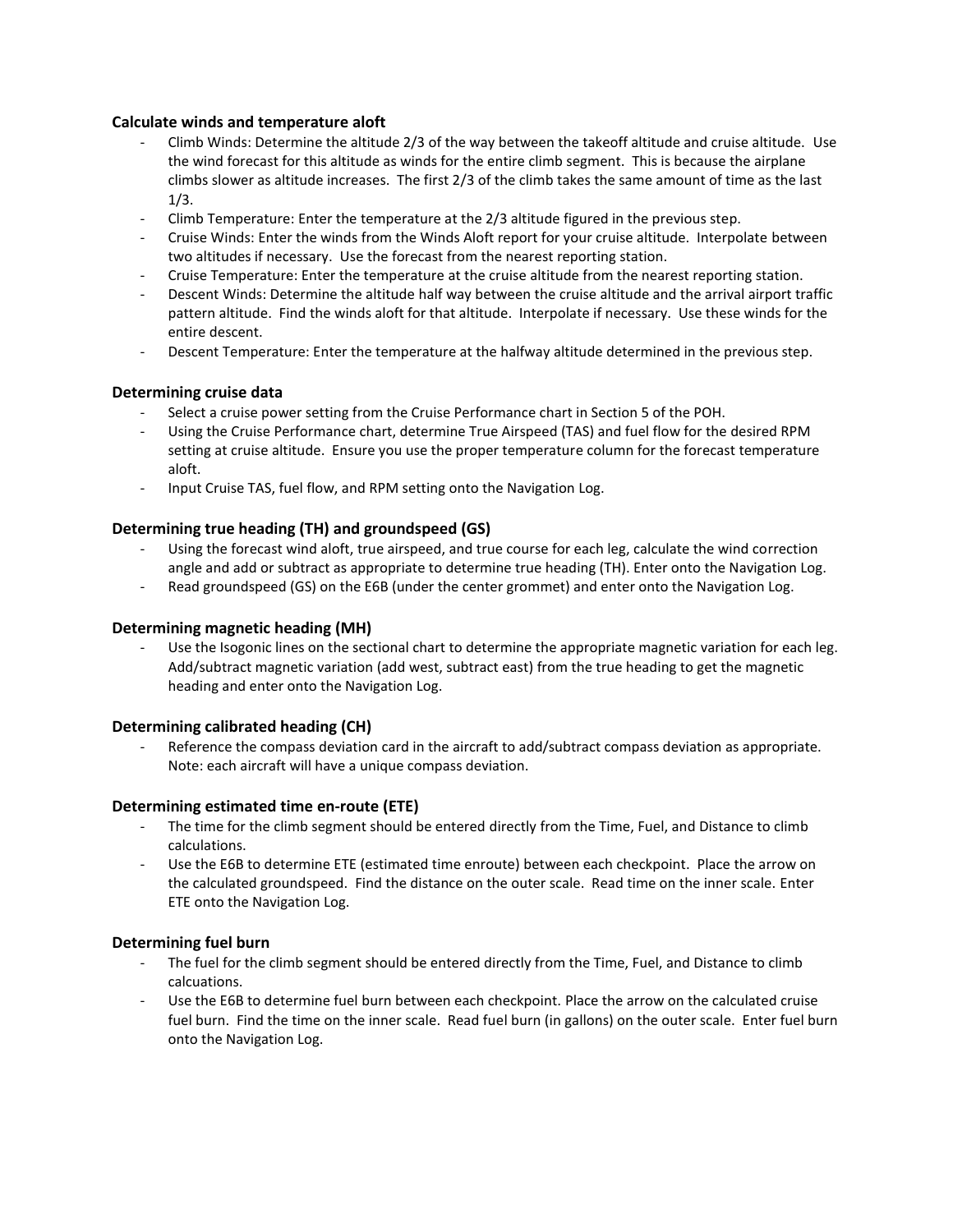### Calculate winds and temperature aloft

- Climb Winds: Determine the altitude 2/3 of the way between the takeoff altitude and cruise altitude. Use the wind forecast for this altitude as winds for the entire climb segment. This is because the airplane climbs slower as altitude increases. The first 2/3 of the climb takes the same amount of time as the last 1/3.
- Climb Temperature: Enter the temperature at the 2/3 altitude figured in the previous step.
- Cruise Winds: Enter the winds from the Winds Aloft report for your cruise altitude. Interpolate between two altitudes if necessary. Use the forecast from the nearest reporting station.
- Cruise Temperature: Enter the temperature at the cruise altitude from the nearest reporting station.
- Descent Winds: Determine the altitude half way between the cruise altitude and the arrival airport traffic pattern altitude. Find the winds aloft for that altitude. Interpolate if necessary. Use these winds for the entire descent.
- Descent Temperature: Enter the temperature at the halfway altitude determined in the previous step.

### Determining cruise data

- Select a cruise power setting from the Cruise Performance chart in Section 5 of the POH.
- Using the Cruise Performance chart, determine True Airspeed (TAS) and fuel flow for the desired RPM setting at cruise altitude. Ensure you use the proper temperature column for the forecast temperature aloft.
- Input Cruise TAS, fuel flow, and RPM setting onto the Navigation Log.

### Determining true heading (TH) and groundspeed (GS)

- Using the forecast wind aloft, true airspeed, and true course for each leg, calculate the wind correction angle and add or subtract as appropriate to determine true heading (TH). Enter onto the Navigation Log.
- Read groundspeed (GS) on the E6B (under the center grommet) and enter onto the Navigation Log.

### Determining magnetic heading (MH)

- Use the Isogonic lines on the sectional chart to determine the appropriate magnetic variation for each leg. Add/subtract magnetic variation (add west, subtract east) from the true heading to get the magnetic heading and enter onto the Navigation Log.

### Determining calibrated heading (CH)

- Reference the compass deviation card in the aircraft to add/subtract compass deviation as appropriate. Note: each aircraft will have a unique compass deviation.

### Determining estimated time en-route (ETE)

- The time for the climb segment should be entered directly from the Time, Fuel, and Distance to climb calculations.
- Use the E6B to determine ETE (estimated time enroute) between each checkpoint. Place the arrow on the calculated groundspeed. Find the distance on the outer scale. Read time on the inner scale. Enter ETE onto the Navigation Log.

### Determining fuel burn

- The fuel for the climb segment should be entered directly from the Time, Fuel, and Distance to climb calcuations.
- Use the E6B to determine fuel burn between each checkpoint. Place the arrow on the calculated cruise fuel burn. Find the time on the inner scale. Read fuel burn (in gallons) on the outer scale. Enter fuel burn onto the Navigation Log.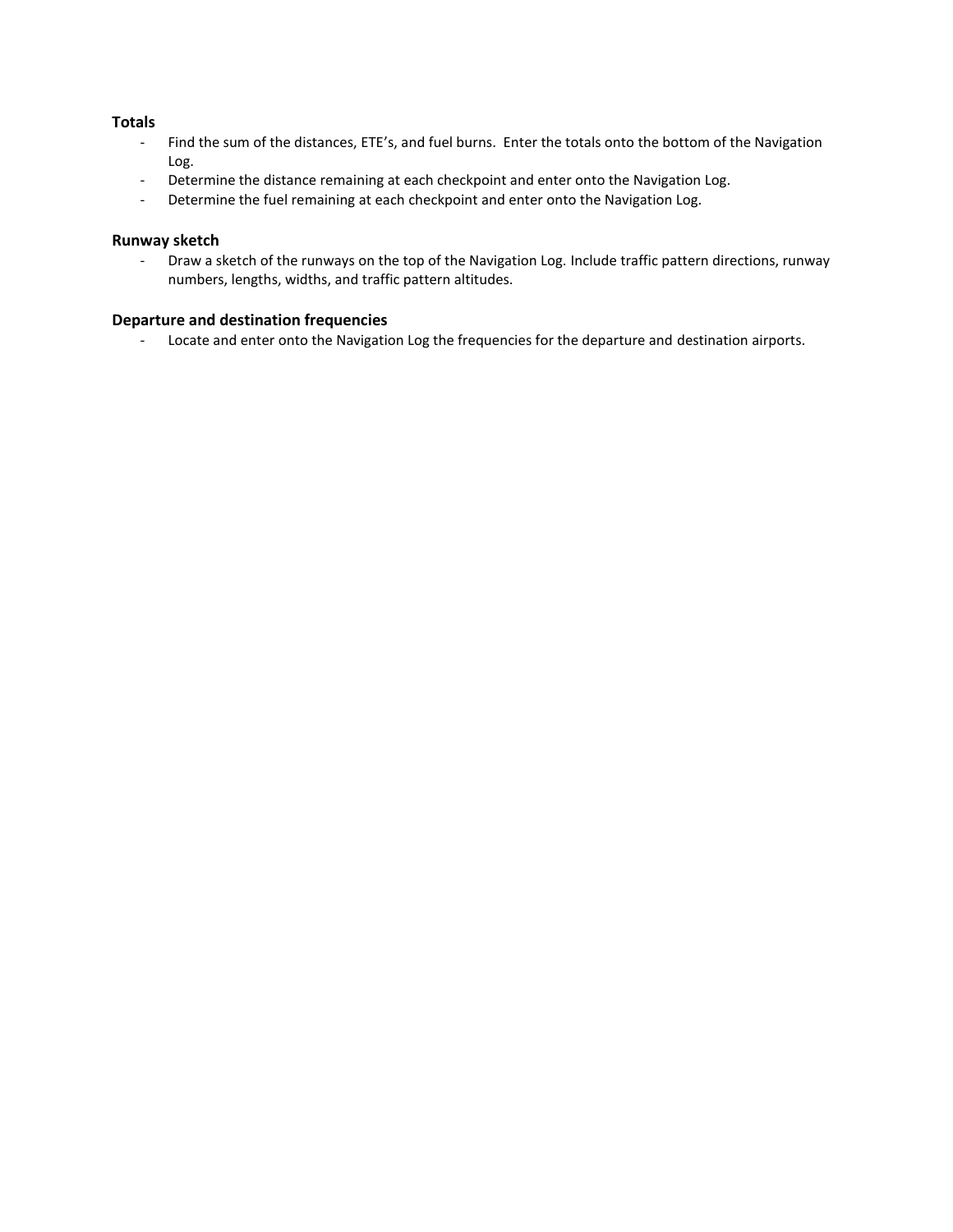### Totals

- Find the sum of the distances, ETE's, and fuel burns. Enter the totals onto the bottom of the Navigation Log.
- Determine the distance remaining at each checkpoint and enter onto the Navigation Log.
- Determine the fuel remaining at each checkpoint and enter onto the Navigation Log.

### Runway sketch

- Draw a sketch of the runways on the top of the Navigation Log. Include traffic pattern directions, runway numbers, lengths, widths, and traffic pattern altitudes.

### Departure and destination frequencies

- Locate and enter onto the Navigation Log the frequencies for the departure and destination airports.